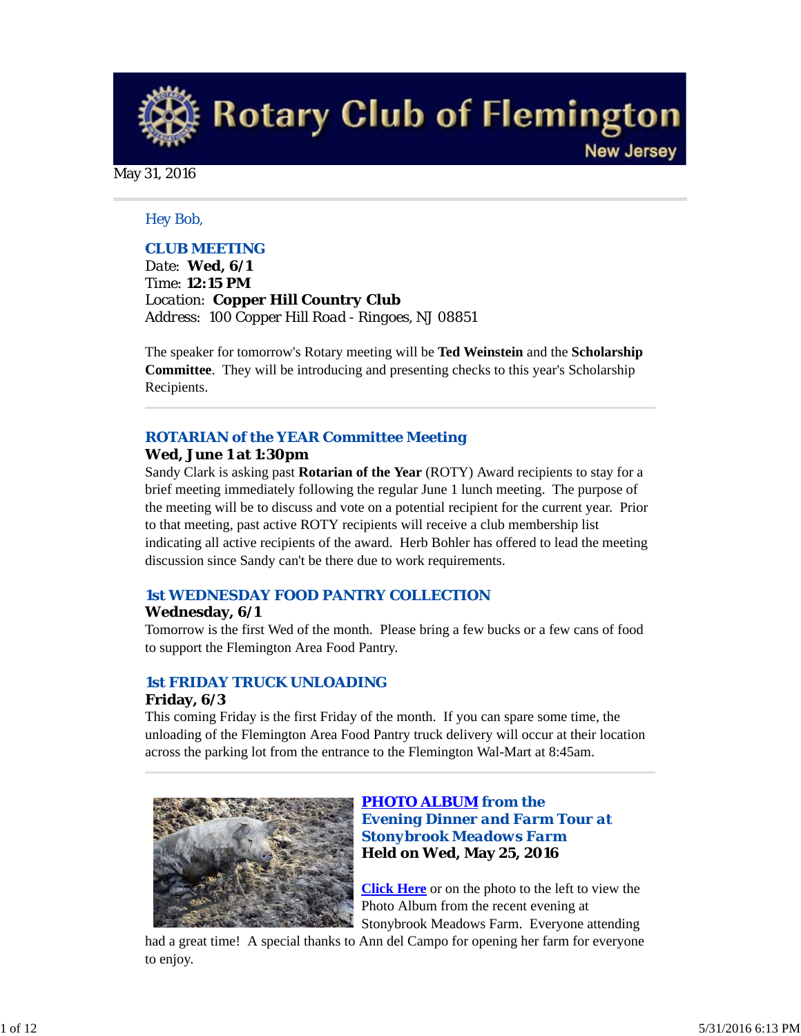# Rotary Club of Flemington

New Jersey

May 31, 2016

Hey Bob,

### CLUB MEETING

Date: **Wed, 6/1**
Time: **12:15 PM**
Location: **Copper Hill Country Club**
Address: 100 Copper Hill Road - Ringoes, NJ 08851

The speaker for tomorrow's Rotary meeting will be **Ted Weinstein** and the **Scholarship Committee**. They will be introducing and presenting checks to this year's Scholarship Recipients.

### ROTARIAN of the YEAR Committee Meeting

**Wed, June 1 at 1:30pm**

Sandy Clark is asking past **Rotarian of the Year** (ROTY) Award recipients to stay for a brief meeting immediately following the regular June 1 lunch meeting. The purpose of the meeting will be to discuss and vote on a potential recipient for the current year. Prior to that meeting, past active ROTY recipients will receive a club membership list indicating all active recipients of the award. Herb Bohler has offered to lead the meeting discussion since Sandy can't be there due to work requirements.

### 1st WEDNESDAY FOOD PANTRY COLLECTION

**Wednesday, 6/1**

Tomorrow is the first Wed of the month. Please bring a few bucks or a few cans of food to support the Flemington Area Food Pantry.

### 1st FRIDAY TRUCK UNLOADING

**Friday, 6/3**

This coming Friday is the first Friday of the month. If you can spare some time, the unloading of the Flemington Area Food Pantry truck delivery will occur at their location across the parking lot from the entrance to the Flemington Wal-Mart at 8:45am.

### PHOTO ALBUM from the Evening Dinner and Farm Tour at Stonybrook Meadows Farm

**Held on Wed, May 25, 2016**

Click Here or on the photo to the left to view the Photo Album from the recent evening at Stonybrook Meadows Farm. Everyone attending had a great time! A special thanks to Ann del Campo for opening her farm for everyone to enjoy.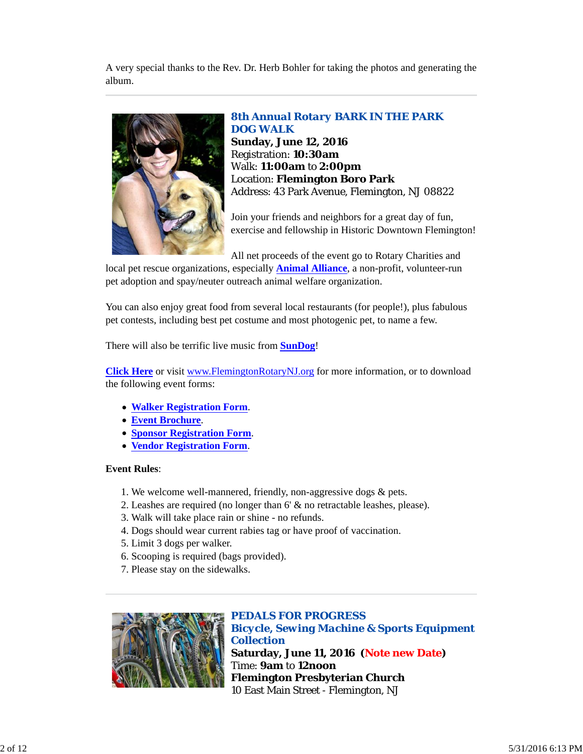A very special thanks to the Rev. Dr. Herb Bohler for taking the photos and generating the album.

---

## 8th Annual Rotary BARK IN THE PARK DOG WALK

**Sunday, June 12, 2016**
Registration: **10:30am**
Walk: **11:00am** to **2:00pm**
Location: **Flemington Boro Park**
Address: 43 Park Avenue, Flemington, NJ 08822

Join your friends and neighbors for a great day of fun, exercise and fellowship in Historic Downtown Flemington!

All net proceeds of the event go to Rotary Charities and local pet rescue organizations, especially **Animal Alliance**, a non-profit, volunteer-run pet adoption and spay/neuter outreach animal welfare organization.

You can also enjoy great food from several local restaurants (for people!), plus fabulous pet contests, including best pet costume and most photogenic pet, to name a few.

There will also be terrific live music from **SunDog**!

**Click Here** or visit www.FlemingtonRotaryNJ.org for more information, or to download the following event forms:

- **Walker Registration Form**.
- **Event Brochure**.
- **Sponsor Registration Form**.
- **Vendor Registration Form**.

**Event Rules**:

1. We welcome well-mannered, friendly, non-aggressive dogs & pets.
2. Leashes are required (no longer than 6' & no retractable leashes, please).
3. Walk will take place rain or shine - no refunds.
4. Dogs should wear current rabies tag or have proof of vaccination.
5. Limit 3 dogs per walker.
6. Scooping is required (bags provided).
7. Please stay on the sidewalks.

---

## PEDALS FOR PROGRESS
## Bicycle, Sewing Machine & Sports Equipment Collection

**Saturday, June 11, 2016 (Note new Date)**
Time: **9am** to **12noon**
**Flemington Presbyterian Church**
10 East Main Street - Flemington, NJ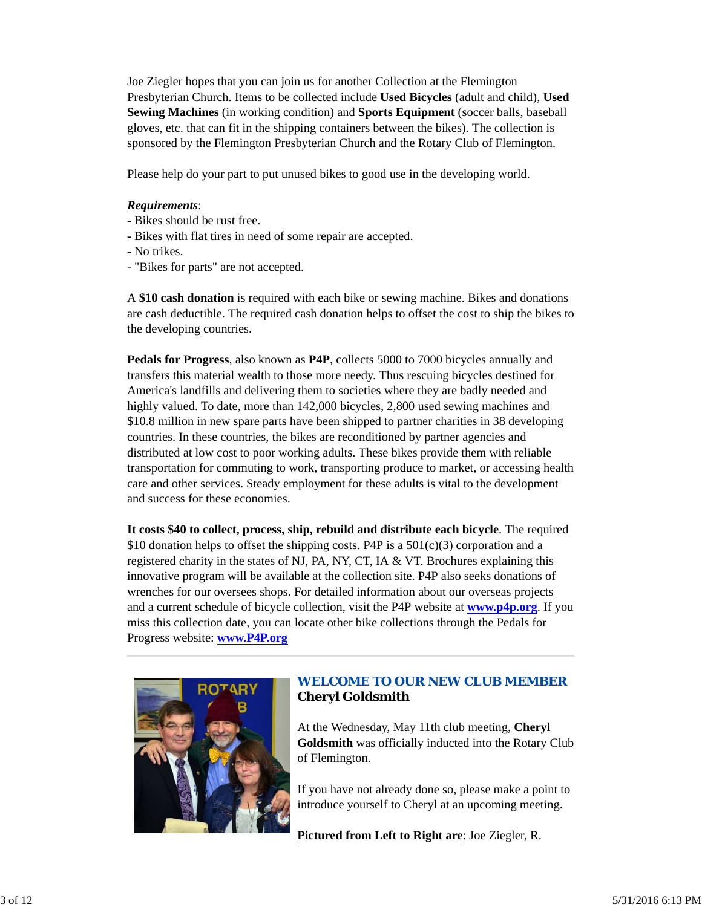Joe Ziegler hopes that you can join us for another Collection at the Flemington Presbyterian Church. Items to be collected include **Used Bicycles** (adult and child), **Used Sewing Machines** (in working condition) and **Sports Equipment** (soccer balls, baseball gloves, etc. that can fit in the shipping containers between the bikes). The collection is sponsored by the Flemington Presbyterian Church and the Rotary Club of Flemington.

Please help do your part to put unused bikes to good use in the developing world.

***Requirements***:
- Bikes should be rust free.
- Bikes with flat tires in need of some repair are accepted.
- No trikes.
- "Bikes for parts" are not accepted.

A **$10 cash donation** is required with each bike or sewing machine. Bikes and donations are cash deductible. The required cash donation helps to offset the cost to ship the bikes to the developing countries.

**Pedals for Progress**, also known as **P4P**, collects 5000 to 7000 bicycles annually and transfers this material wealth to those more needy. Thus rescuing bicycles destined for America's landfills and delivering them to societies where they are badly needed and highly valued. To date, more than 142,000 bicycles, 2,800 used sewing machines and $10.8 million in new spare parts have been shipped to partner charities in 38 developing countries. In these countries, the bikes are reconditioned by partner agencies and distributed at low cost to poor working adults. These bikes provide them with reliable transportation for commuting to work, transporting produce to market, or accessing health care and other services. Steady employment for these adults is vital to the development and success for these economies.

**It costs $40 to collect, process, ship, rebuild and distribute each bicycle**. The required $10 donation helps to offset the shipping costs. P4P is a 501(c)(3) corporation and a registered charity in the states of NJ, PA, NY, CT, IA & VT. Brochures explaining this innovative program will be available at the collection site. P4P also seeks donations of wrenches for our oversees shops. For detailed information about our overseas projects and a current schedule of bicycle collection, visit the P4P website at **www.p4p.org**. If you miss this collection date, you can locate other bike collections through the Pedals for Progress website: **www.P4P.org**

---

## WELCOME TO OUR NEW CLUB MEMBER
**Cheryl Goldsmith**

At the Wednesday, May 11th club meeting, **Cheryl Goldsmith** was officially inducted into the Rotary Club of Flemington.

If you have not already done so, please make a point to introduce yourself to Cheryl at an upcoming meeting.

**Pictured from Left to Right are**: Joe Ziegler, R.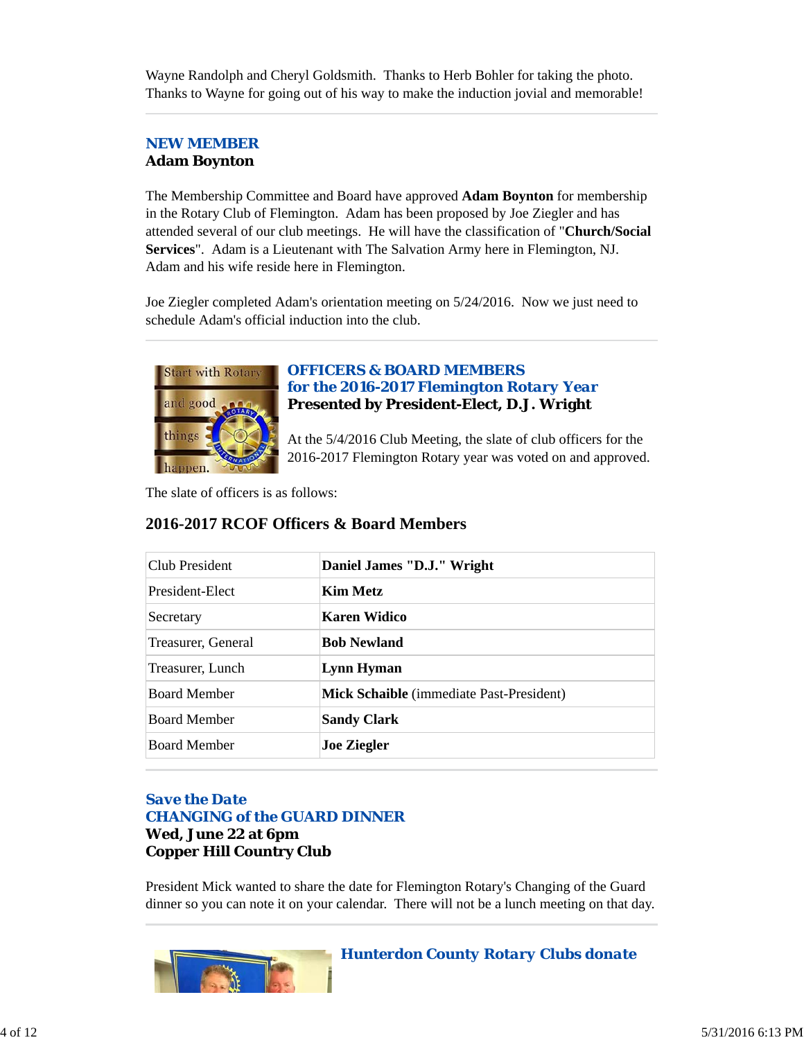Wayne Randolph and Cheryl Goldsmith. Thanks to Herb Bohler for taking the photo. Thanks to Wayne for going out of his way to make the induction jovial and memorable!

---

## NEW MEMBER
**Adam Boynton**

The Membership Committee and Board have approved **Adam Boynton** for membership in the Rotary Club of Flemington. Adam has been proposed by Joe Ziegler and has attended several of our club meetings. He will have the classification of "**Church/Social Services**". Adam is a Lieutenant with The Salvation Army here in Flemington, NJ. Adam and his wife reside here in Flemington.

Joe Ziegler completed Adam's orientation meeting on 5/24/2016. Now we just need to schedule Adam's official induction into the club.

---

## OFFICERS & BOARD MEMBERS for the 2016-2017 Flemington Rotary Year
**Presented by President-Elect, D.J. Wright**

At the 5/4/2016 Club Meeting, the slate of club officers for the 2016-2017 Flemington Rotary year was voted on and approved.

The slate of officers is as follows:

### 2016-2017 RCOF Officers & Board Members

| | |
|---|---|
| Club President | **Daniel James "D.J." Wright** |
| President-Elect | **Kim Metz** |
| Secretary | **Karen Widico** |
| Treasurer, General | **Bob Newland** |
| Treasurer, Lunch | **Lynn Hyman** |
| Board Member | **Mick Schaible** (immediate Past-President) |
| Board Member | **Sandy Clark** |
| Board Member | **Joe Ziegler** |

---

## Save the Date
## CHANGING of the GUARD DINNER
**Wed, June 22 at 6pm**
**Copper Hill Country Club**

President Mick wanted to share the date for Flemington Rotary's Changing of the Guard dinner so you can note it on your calendar. There will not be a lunch meeting on that day.

---

## Hunterdon County Rotary Clubs donate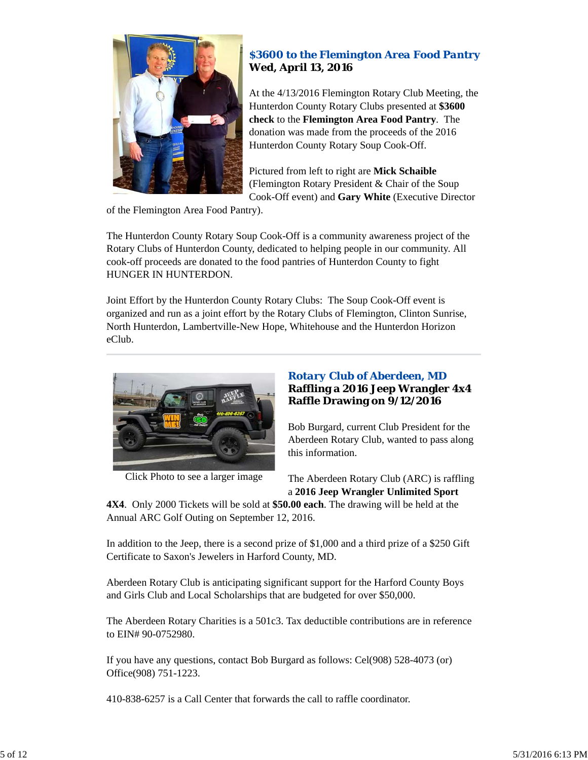### *$3600 to the Flemington Area Food Pantry*

**Wed, April 13, 2016**

At the 4/13/2016 Flemington Rotary Club Meeting, the Hunterdon County Rotary Clubs presented at **$3600 check** to the **Flemington Area Food Pantry**. The donation was made from the proceeds of the 2016 Hunterdon County Rotary Soup Cook-Off.

Pictured from left to right are **Mick Schaible** (Flemington Rotary President & Chair of the Soup Cook-Off event) and **Gary White** (Executive Director of the Flemington Area Food Pantry).

The Hunterdon County Rotary Soup Cook-Off is a community awareness project of the Rotary Clubs of Hunterdon County, dedicated to helping people in our community. All cook-off proceeds are donated to the food pantries of Hunterdon County to fight HUNGER IN HUNTERDON.

Joint Effort by the Hunterdon County Rotary Clubs: The Soup Cook-Off event is organized and run as a joint effort by the Rotary Clubs of Flemington, Clinton Sunrise, North Hunterdon, Lambertville-New Hope, Whitehouse and the Hunterdon Horizon eClub.

---

### *Rotary Club of Aberdeen, MD*

**Raffling a 2016 Jeep Wrangler 4x4**
**Raffle Drawing on 9/12/2016**

Click Photo to see a larger image

Bob Burgard, current Club President for the Aberdeen Rotary Club, wanted to pass along this information.

The Aberdeen Rotary Club (ARC) is raffling a **2016 Jeep Wrangler Unlimited Sport 4X4**. Only 2000 Tickets will be sold at **$50.00 each**. The drawing will be held at the Annual ARC Golf Outing on September 12, 2016.

In addition to the Jeep, there is a second prize of $1,000 and a third prize of a $250 Gift Certificate to Saxon's Jewelers in Harford County, MD.

Aberdeen Rotary Club is anticipating significant support for the Harford County Boys and Girls Club and Local Scholarships that are budgeted for over $50,000.

The Aberdeen Rotary Charities is a 501c3. Tax deductible contributions are in reference to EIN# 90-0752980.

If you have any questions, contact Bob Burgard as follows: Cel(908) 528-4073 (or) Office(908) 751-1223.

410-838-6257 is a Call Center that forwards the call to raffle coordinator.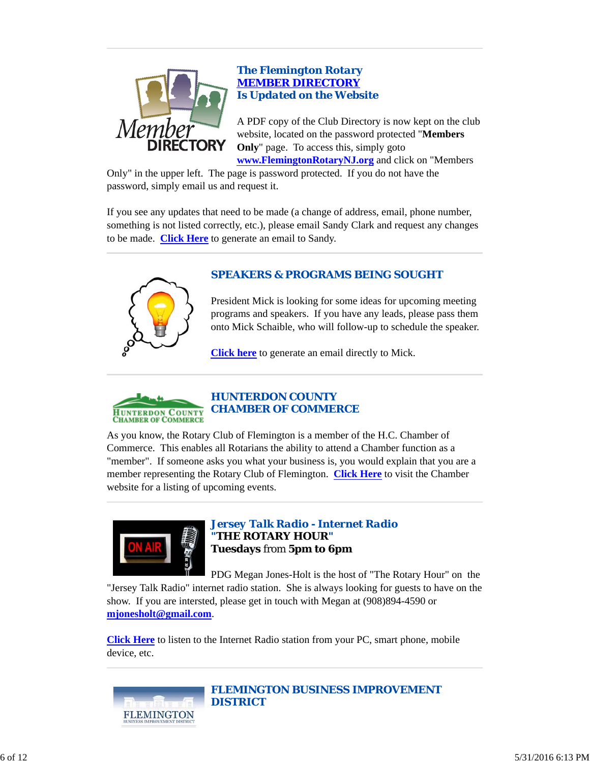## The Flemington Rotary MEMBER DIRECTORY Is Updated on the Website

A PDF copy of the Club Directory is now kept on the club website, located on the password protected "**Members Only**" page. To access this, simply goto **www.FlemingtonRotaryNJ.org** and click on "Members Only" in the upper left. The page is password protected. If you do not have the password, simply email us and request it.

If you see any updates that need to be made (a change of address, email, phone number, something is not listed correctly, etc.), please email Sandy Clark and request any changes to be made. **Click Here** to generate an email to Sandy.

## SPEAKERS & PROGRAMS BEING SOUGHT

President Mick is looking for some ideas for upcoming meeting programs and speakers. If you have any leads, please pass them onto Mick Schaible, who will follow-up to schedule the speaker.

**Click here** to generate an email directly to Mick.

## HUNTERDON COUNTY CHAMBER OF COMMERCE

As you know, the Rotary Club of Flemington is a member of the H.C. Chamber of Commerce. This enables all Rotarians the ability to attend a Chamber function as a "member". If someone asks you what your business is, you would explain that you are a member representing the Rotary Club of Flemington. **Click Here** to visit the Chamber website for a listing of upcoming events.

## Jersey Talk Radio - Internet Radio
## "THE ROTARY HOUR"
**Tuesdays** from **5pm to 6pm**

PDG Megan Jones-Holt is the host of "The Rotary Hour" on the "Jersey Talk Radio" internet radio station. She is always looking for guests to have on the show. If you are intersted, please get in touch with Megan at (908)894-4590 or **mjonesholt@gmail.com**.

**Click Here** to listen to the Internet Radio station from your PC, smart phone, mobile device, etc.

## FLEMINGTON BUSINESS IMPROVEMENT DISTRICT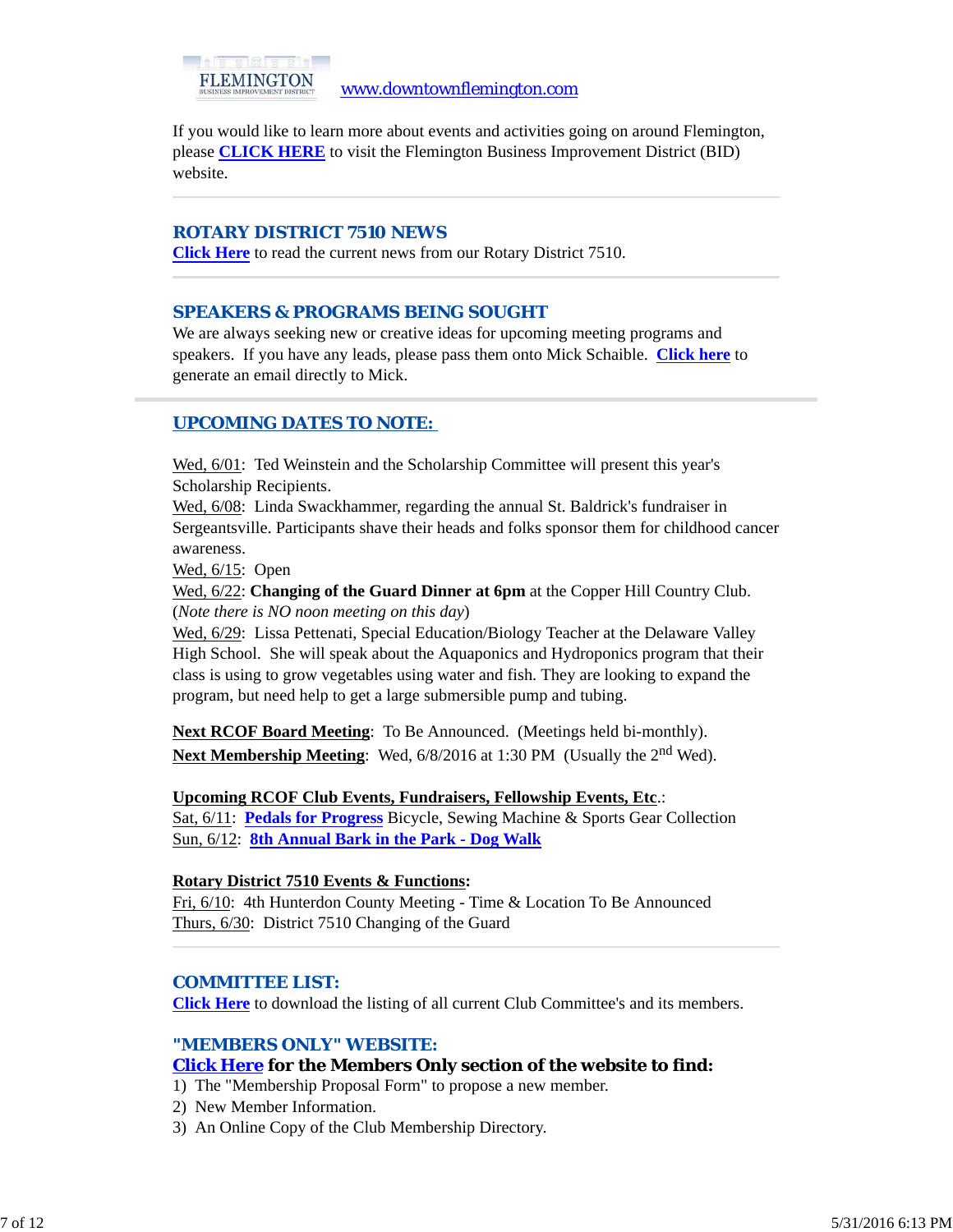FLEMINGTON BUSINESS IMPROVEMENT DISTRICT www.downtownflemington.com

If you would like to learn more about events and activities going on around Flemington, please **CLICK HERE** to visit the Flemington Business Improvement District (BID) website.

---

## ROTARY DISTRICT 7510 NEWS

**Click Here** to read the current news from our Rotary District 7510.

---

## SPEAKERS & PROGRAMS BEING SOUGHT

We are always seeking new or creative ideas for upcoming meeting programs and speakers. If you have any leads, please pass them onto Mick Schaible. **Click here** to generate an email directly to Mick.

---

## UPCOMING DATES TO NOTE:

Wed, 6/01: Ted Weinstein and the Scholarship Committee will present this year's Scholarship Recipients.
Wed, 6/08: Linda Swackhammer, regarding the annual St. Baldrick's fundraiser in Sergeantsville. Participants shave their heads and folks sponsor them for childhood cancer awareness.
Wed, 6/15: Open
Wed, 6/22: **Changing of the Guard Dinner at 6pm** at the Copper Hill Country Club. (*Note there is NO noon meeting on this day*)
Wed, 6/29: Lissa Pettenati, Special Education/Biology Teacher at the Delaware Valley High School. She will speak about the Aquaponics and Hydroponics program that their class is using to grow vegetables using water and fish. They are looking to expand the program, but need help to get a large submersible pump and tubing.

**Next RCOF Board Meeting**: To Be Announced. (Meetings held bi-monthly).
**Next Membership Meeting**: Wed, 6/8/2016 at 1:30 PM (Usually the 2nd Wed).

**Upcoming RCOF Club Events, Fundraisers, Fellowship Events, Etc.**:
Sat, 6/11: **Pedals for Progress** Bicycle, Sewing Machine & Sports Gear Collection
Sun, 6/12: **8th Annual Bark in the Park - Dog Walk**

**Rotary District 7510 Events & Functions:**
Fri, 6/10: 4th Hunterdon County Meeting - Time & Location To Be Announced
Thurs, 6/30: District 7510 Changing of the Guard

---

## COMMITTEE LIST:

**Click Here** to download the listing of all current Club Committee's and its members.

## "MEMBERS ONLY" WEBSITE:

**Click Here for the Members Only section of the website to find:**
1) The "Membership Proposal Form" to propose a new member.
2) New Member Information.
3) An Online Copy of the Club Membership Directory.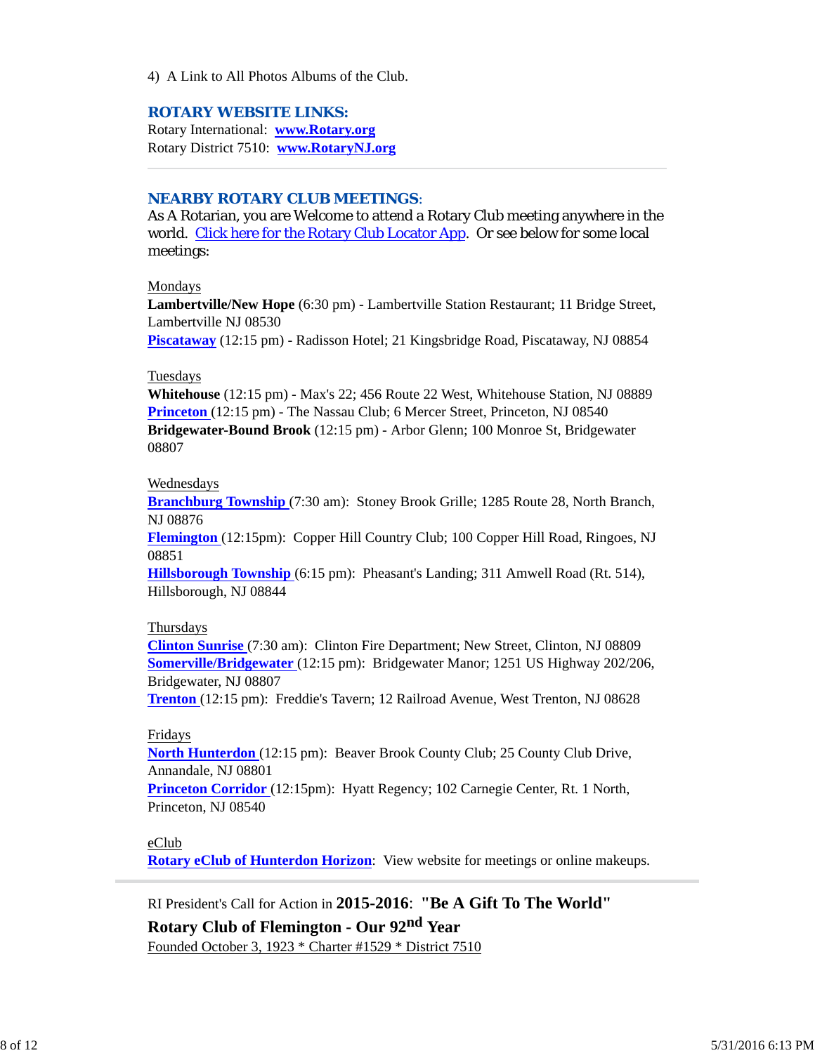4) A Link to All Photos Albums of the Club.

## ROTARY WEBSITE LINKS:

Rotary International: **www.Rotary.org**
Rotary District 7510: **www.RotaryNJ.org**

---

## NEARBY ROTARY CLUB MEETINGS:

As A Rotarian, you are Welcome to attend a Rotary Club meeting anywhere in the world. Click here for the Rotary Club Locator App. Or see below for some local meetings:

Mondays
**Lambertville/New Hope** (6:30 pm) - Lambertville Station Restaurant; 11 Bridge Street, Lambertville NJ 08530
**Piscataway** (12:15 pm) - Radisson Hotel; 21 Kingsbridge Road, Piscataway, NJ 08854

Tuesdays
**Whitehouse** (12:15 pm) - Max's 22; 456 Route 22 West, Whitehouse Station, NJ 08889
**Princeton** (12:15 pm) - The Nassau Club; 6 Mercer Street, Princeton, NJ 08540
**Bridgewater-Bound Brook** (12:15 pm) - Arbor Glenn; 100 Monroe St, Bridgewater 08807

Wednesdays
**Branchburg Township** (7:30 am): Stoney Brook Grille; 1285 Route 28, North Branch, NJ 08876
**Flemington** (12:15pm): Copper Hill Country Club; 100 Copper Hill Road, Ringoes, NJ 08851
**Hillsborough Township** (6:15 pm): Pheasant's Landing; 311 Amwell Road (Rt. 514), Hillsborough, NJ 08844

Thursdays
**Clinton Sunrise** (7:30 am): Clinton Fire Department; New Street, Clinton, NJ 08809
**Somerville/Bridgewater** (12:15 pm): Bridgewater Manor; 1251 US Highway 202/206, Bridgewater, NJ 08807
**Trenton** (12:15 pm): Freddie's Tavern; 12 Railroad Avenue, West Trenton, NJ 08628

Fridays
**North Hunterdon** (12:15 pm): Beaver Brook County Club; 25 County Club Drive, Annandale, NJ 08801
**Princeton Corridor** (12:15pm): Hyatt Regency; 102 Carnegie Center, Rt. 1 North, Princeton, NJ 08540

eClub
**Rotary eClub of Hunterdon Horizon**: View website for meetings or online makeups.

---

RI President's Call for Action in **2015-2016**: **"Be A Gift To The World"**

**Rotary Club of Flemington - Our 92nd Year**

Founded October 3, 1923 * Charter #1529 * District 7510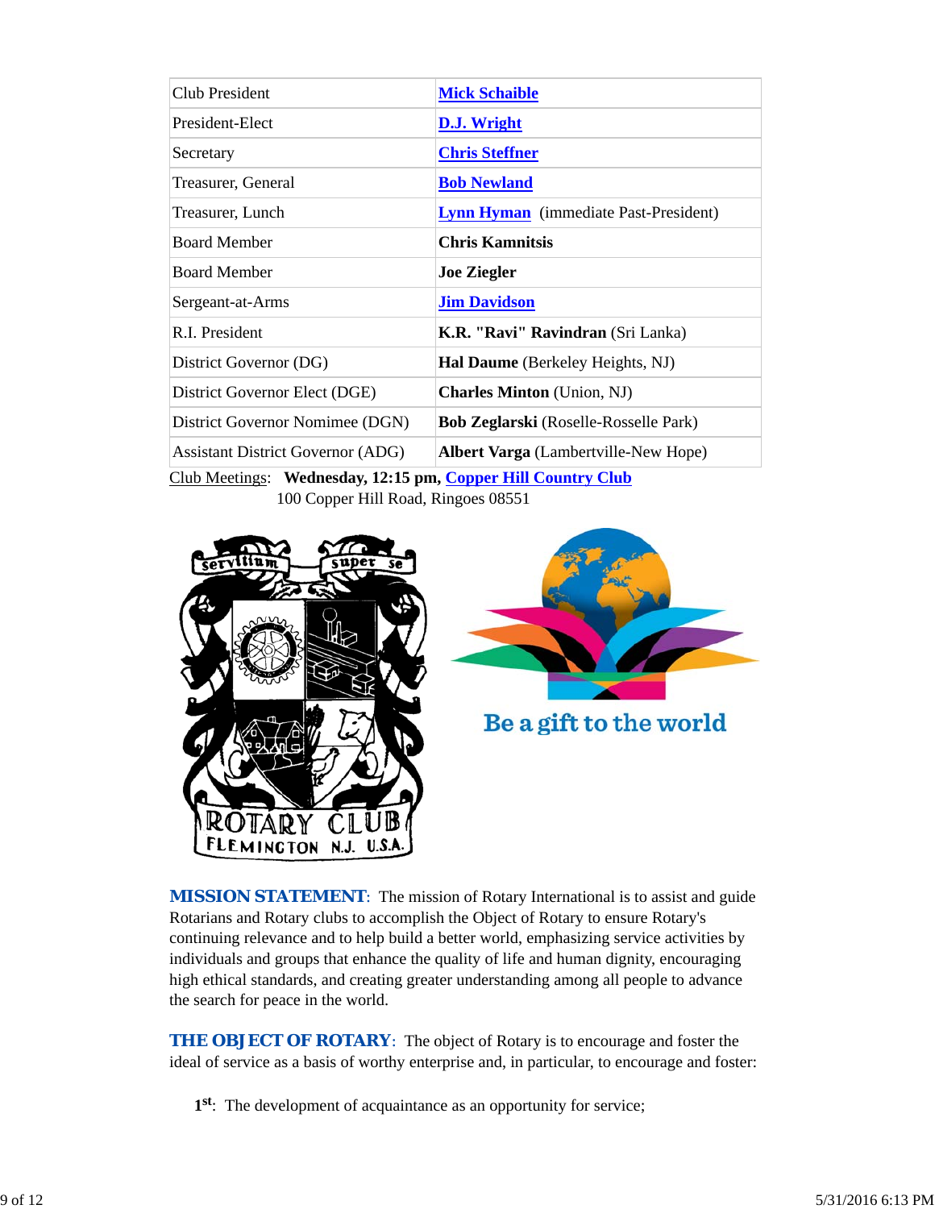| | |
|---|---|
| Club President | **Mick Schaible** |
| President-Elect | **D.J. Wright** |
| Secretary | **Chris Steffner** |
| Treasurer, General | **Bob Newland** |
| Treasurer, Lunch | **Lynn Hyman** (immediate Past-President) |
| Board Member | **Chris Kamnitsis** |
| Board Member | **Joe Ziegler** |
| Sergeant-at-Arms | **Jim Davidson** |
| R.I. President | **K.R. "Ravi" Ravindran** (Sri Lanka) |
| District Governor (DG) | **Hal Daume** (Berkeley Heights, NJ) |
| District Governor Elect (DGE) | **Charles Minton** (Union, NJ) |
| District Governor Nominee (DGN) | **Bob Zeglarski** (Roselle-Rosselle Park) |
| Assistant District Governor (ADG) | **Albert Varga** (Lambertville-New Hope) |

Club Meetings: **Wednesday, 12:15 pm, Copper Hill Country Club**
100 Copper Hill Road, Ringoes 08551

**MISSION STATEMENT**: The mission of Rotary International is to assist and guide Rotarians and Rotary clubs to accomplish the Object of Rotary to ensure Rotary's continuing relevance and to help build a better world, emphasizing service activities by individuals and groups that enhance the quality of life and human dignity, encouraging high ethical standards, and creating greater understanding among all people to advance the search for peace in the world.

**THE OBJECT OF ROTARY**: The object of Rotary is to encourage and foster the ideal of service as a basis of worthy enterprise and, in particular, to encourage and foster:

**1st**: The development of acquaintance as an opportunity for service;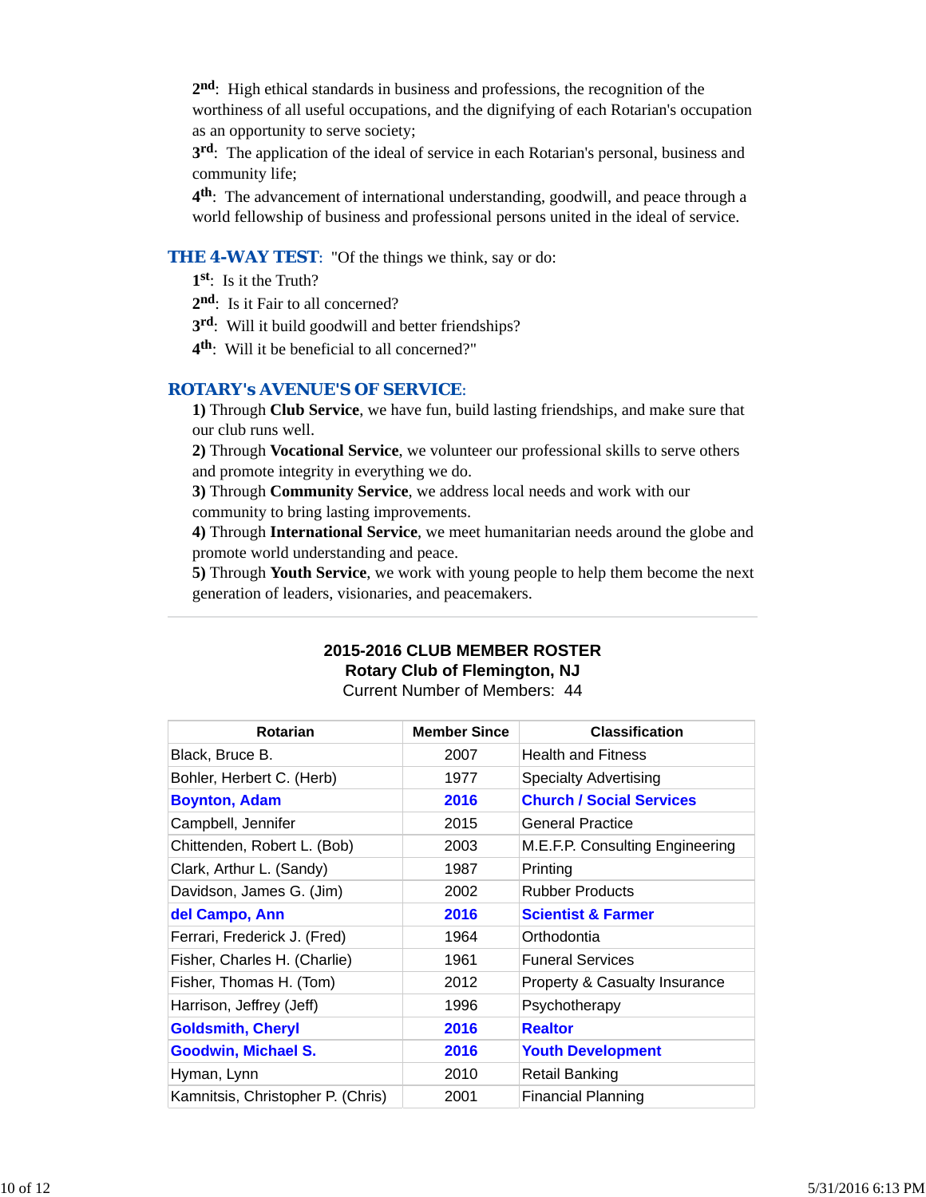**2nd**: High ethical standards in business and professions, the recognition of the worthiness of all useful occupations, and the dignifying of each Rotarian's occupation as an opportunity to serve society;

**3rd**: The application of the ideal of service in each Rotarian's personal, business and community life;

**4th**: The advancement of international understanding, goodwill, and peace through a world fellowship of business and professional persons united in the ideal of service.

## THE 4-WAY TEST: "Of the things we think, say or do:

**1st**: Is it the Truth?

**2nd**: Is it Fair to all concerned?

**3rd**: Will it build goodwill and better friendships?

**4th**: Will it be beneficial to all concerned?"

## ROTARY's AVENUE'S OF SERVICE:

**1)** Through **Club Service**, we have fun, build lasting friendships, and make sure that our club runs well.

**2)** Through **Vocational Service**, we volunteer our professional skills to serve others and promote integrity in everything we do.

**3)** Through **Community Service**, we address local needs and work with our community to bring lasting improvements.

**4)** Through **International Service**, we meet humanitarian needs around the globe and promote world understanding and peace.

**5)** Through **Youth Service**, we work with young people to help them become the next generation of leaders, visionaries, and peacemakers.

---

**2015-2016 CLUB MEMBER ROSTER**
**Rotary Club of Flemington, NJ**
Current Number of Members: 44

| Rotarian | Member Since | Classification |
|---|---|---|
| Black, Bruce B. | 2007 | Health and Fitness |
| Bohler, Herbert C. (Herb) | 1977 | Specialty Advertising |
| **Boynton, Adam** | **2016** | **Church / Social Services** |
| Campbell, Jennifer | 2015 | General Practice |
| Chittenden, Robert L. (Bob) | 2003 | M.E.F.P. Consulting Engineering |
| Clark, Arthur L. (Sandy) | 1987 | Printing |
| Davidson, James G. (Jim) | 2002 | Rubber Products |
| **del Campo, Ann** | **2016** | **Scientist & Farmer** |
| Ferrari, Frederick J. (Fred) | 1964 | Orthodontia |
| Fisher, Charles H. (Charlie) | 1961 | Funeral Services |
| Fisher, Thomas H. (Tom) | 2012 | Property & Casualty Insurance |
| Harrison, Jeffrey (Jeff) | 1996 | Psychotherapy |
| **Goldsmith, Cheryl** | **2016** | **Realtor** |
| **Goodwin, Michael S.** | **2016** | **Youth Development** |
| Hyman, Lynn | 2010 | Retail Banking |
| Kamnitsis, Christopher P. (Chris) | 2001 | Financial Planning |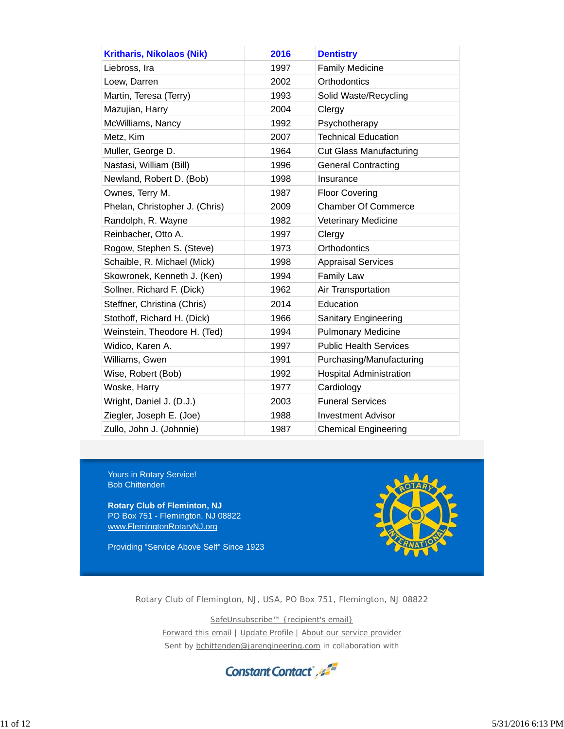| **Kritharis, Nikolaos (Nik)** | **2016** | **Dentistry** |
|---|---|---|
| Liebross, Ira | 1997 | Family Medicine |
| Loew, Darren | 2002 | Orthodontics |
| Martin, Teresa (Terry) | 1993 | Solid Waste/Recycling |
| Mazujian, Harry | 2004 | Clergy |
| McWilliams, Nancy | 1992 | Psychotherapy |
| Metz, Kim | 2007 | Technical Education |
| Muller, George D. | 1964 | Cut Glass Manufacturing |
| Nastasi, William (Bill) | 1996 | General Contracting |
| Newland, Robert D. (Bob) | 1998 | Insurance |
| Ownes, Terry M. | 1987 | Floor Covering |
| Phelan, Christopher J. (Chris) | 2009 | Chamber Of Commerce |
| Randolph, R. Wayne | 1982 | Veterinary Medicine |
| Reinbacher, Otto A. | 1997 | Clergy |
| Rogow, Stephen S. (Steve) | 1973 | Orthodontics |
| Schaible, R. Michael (Mick) | 1998 | Appraisal Services |
| Skowronek, Kenneth J. (Ken) | 1994 | Family Law |
| Sollner, Richard F. (Dick) | 1962 | Air Transportation |
| Steffner, Christina (Chris) | 2014 | Education |
| Stothoff, Richard H. (Dick) | 1966 | Sanitary Engineering |
| Weinstein, Theodore H. (Ted) | 1994 | Pulmonary Medicine |
| Widico, Karen A. | 1997 | Public Health Services |
| Williams, Gwen | 1991 | Purchasing/Manufacturing |
| Wise, Robert (Bob) | 1992 | Hospital Administration |
| Woske, Harry | 1977 | Cardiology |
| Wright, Daniel J. (D.J.) | 2003 | Funeral Services |
| Ziegler, Joseph E. (Joe) | 1988 | Investment Advisor |
| Zullo, John J. (Johnnie) | 1987 | Chemical Engineering |

Yours in Rotary Service!
Bob Chittenden

**Rotary Club of Fleminton, NJ**
PO Box 751 - Flemington, NJ 08822
www.FlemingtonRotaryNJ.org

Providing "Service Above Self" Since 1923

Rotary Club of Flemington, NJ, USA, PO Box 751, Flemington, NJ 08822

SafeUnsubscribe™ {recipient's email}

Forward this email | Update Profile | About our service provider

Sent by bchittenden@jarengineering.com in collaboration with

Constant Contact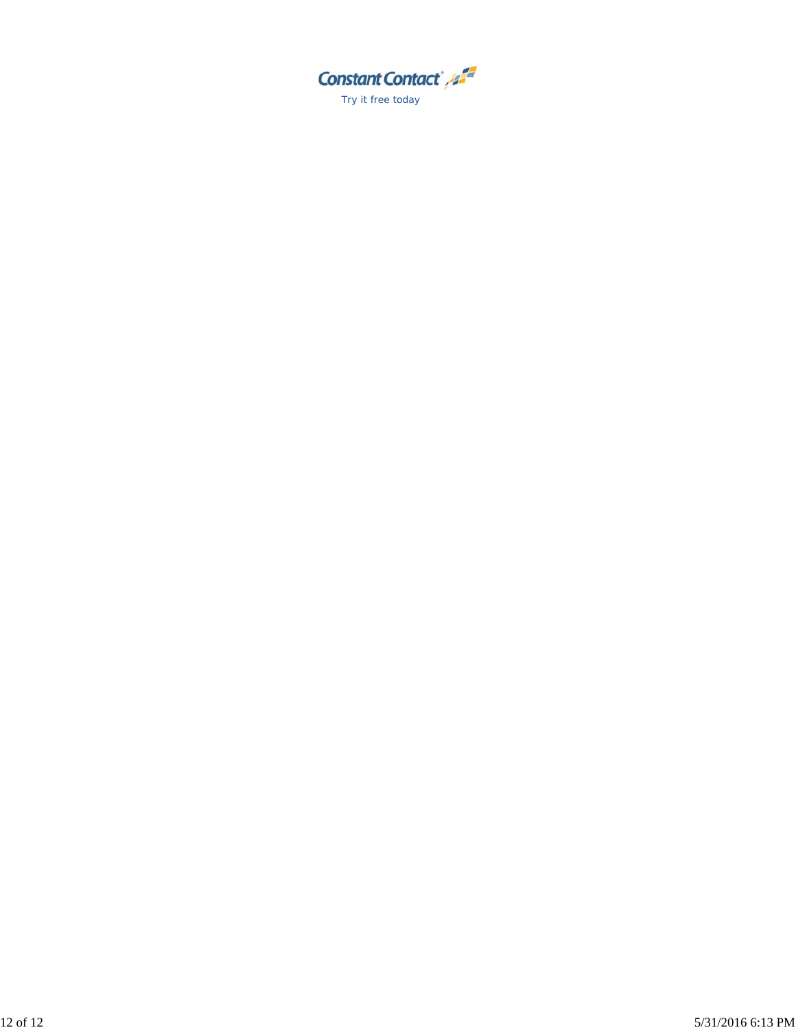Constant Contact

Try it free today